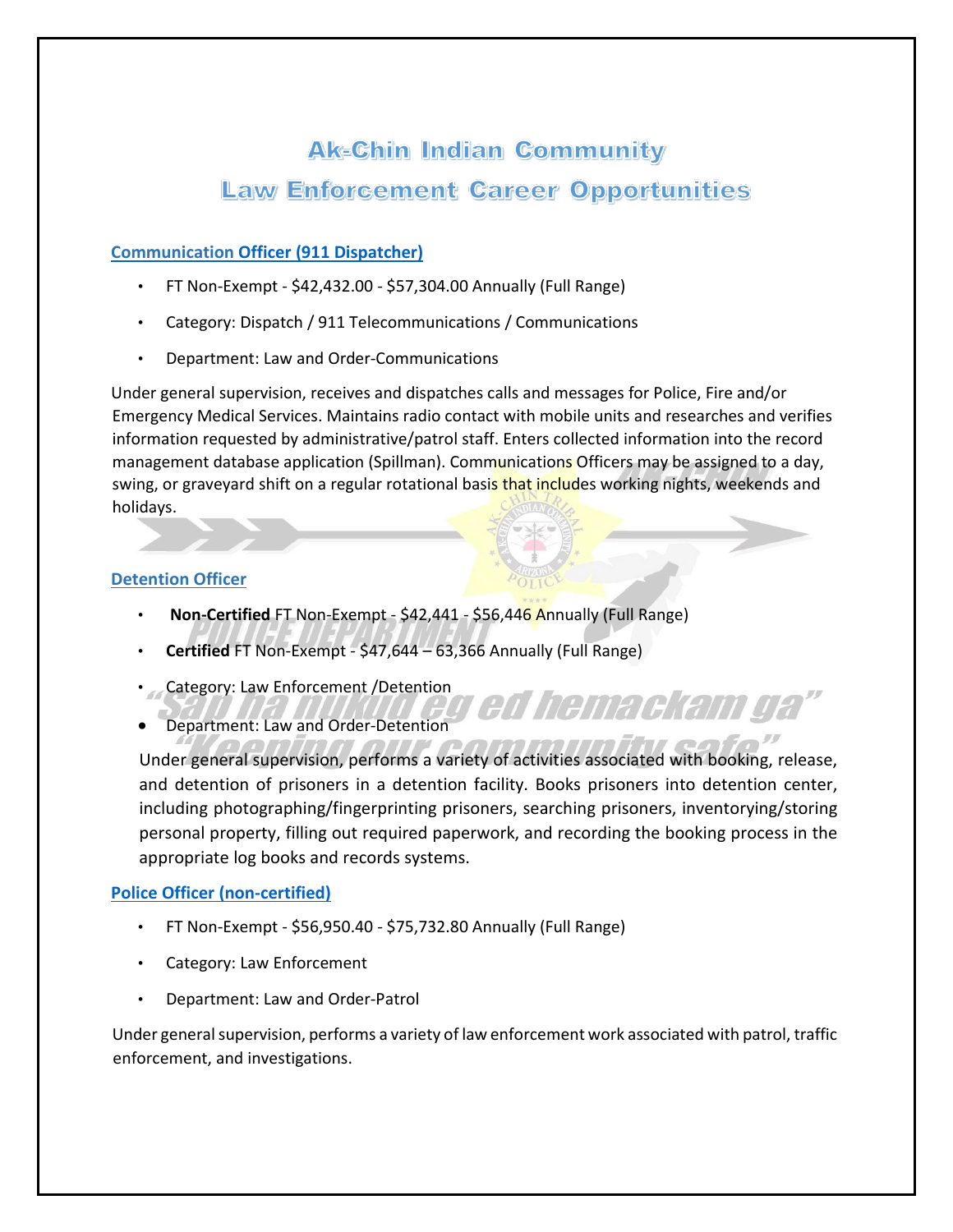# Ak-Chin Indian Community
# Law Enforcement Career Opportunities

## Communication Officer (911 Dispatcher)

- FT Non-Exempt - $42,432.00 - $57,304.00 Annually (Full Range)
- Category: Dispatch / 911 Telecommunications / Communications
- Department: Law and Order-Communications

Under general supervision, receives and dispatches calls and messages for Police, Fire and/or Emergency Medical Services. Maintains radio contact with mobile units and researches and verifies information requested by administrative/patrol staff. Enters collected information into the record management database application (Spillman). Communications Officers may be assigned to a day, swing, or graveyard shift on a regular rotational basis that includes working nights, weekends and holidays.

## Detention Officer

- **Non-Certified** FT Non-Exempt - $42,441 - $56,446 Annually (Full Range)
- **Certified** FT Non-Exempt - $47,644 – 63,366 Annually (Full Range)
- Category: Law Enforcement /Detention
- Department: Law and Order-Detention

Under general supervision, performs a variety of activities associated with booking, release, and detention of prisoners in a detention facility. Books prisoners into detention center, including photographing/fingerprinting prisoners, searching prisoners, inventorying/storing personal property, filling out required paperwork, and recording the booking process in the appropriate log books and records systems.

## Police Officer (non-certified)

- FT Non-Exempt - $56,950.40 - $75,732.80 Annually (Full Range)
- Category: Law Enforcement
- Department: Law and Order-Patrol

Under general supervision, performs a variety of law enforcement work associated with patrol, traffic enforcement, and investigations.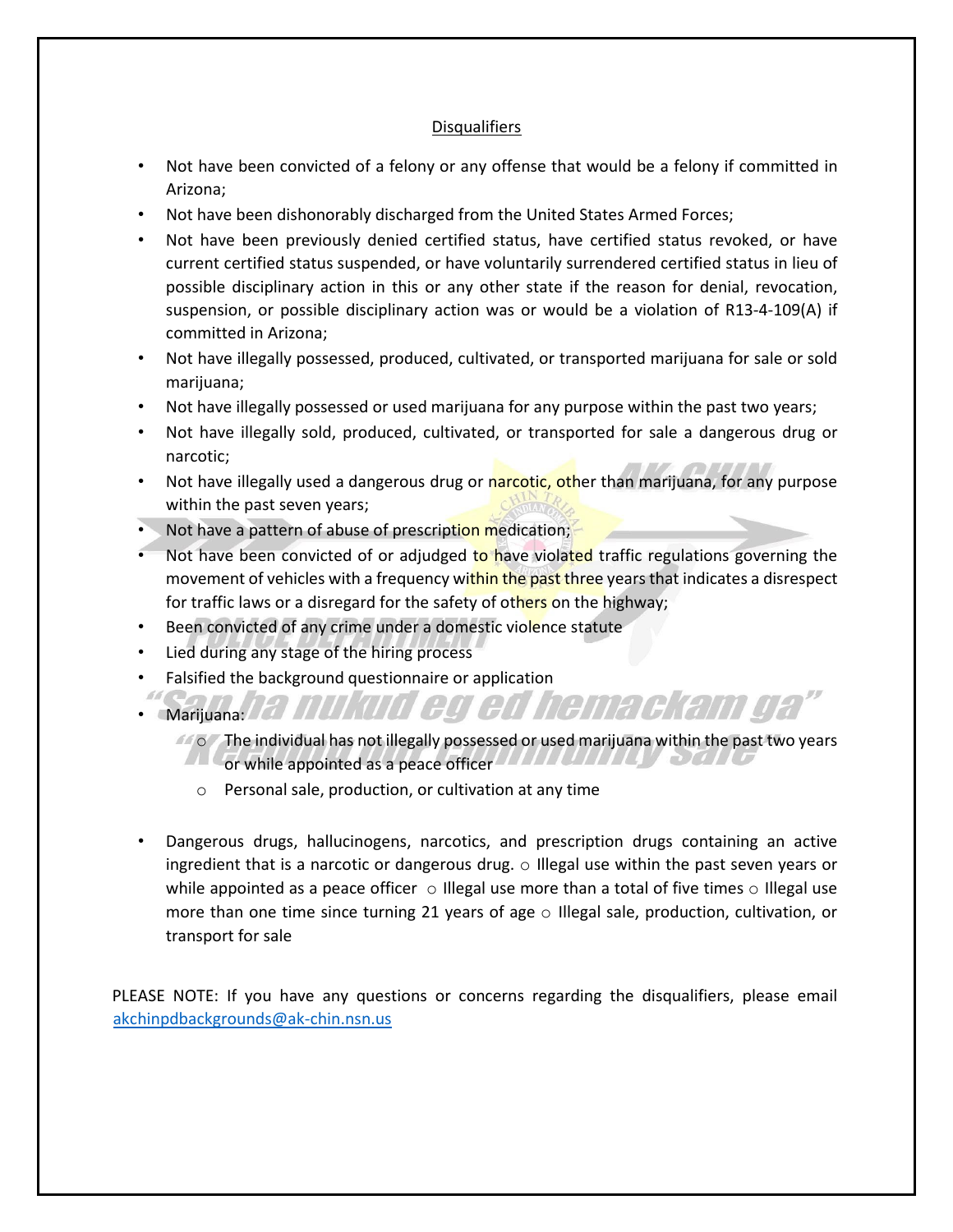## Disqualifiers

- Not have been convicted of a felony or any offense that would be a felony if committed in Arizona;
- Not have been dishonorably discharged from the United States Armed Forces;
- Not have been previously denied certified status, have certified status revoked, or have current certified status suspended, or have voluntarily surrendered certified status in lieu of possible disciplinary action in this or any other state if the reason for denial, revocation, suspension, or possible disciplinary action was or would be a violation of R13-4-109(A) if committed in Arizona;
- Not have illegally possessed, produced, cultivated, or transported marijuana for sale or sold marijuana;
- Not have illegally possessed or used marijuana for any purpose within the past two years;
- Not have illegally sold, produced, cultivated, or transported for sale a dangerous drug or narcotic;
- Not have illegally used a dangerous drug or narcotic, other than marijuana, for any purpose within the past seven years;
- Not have a pattern of abuse of prescription medication;
- Not have been convicted of or adjudged to have violated traffic regulations governing the movement of vehicles with a frequency within the past three years that indicates a disrespect for traffic laws or a disregard for the safety of others on the highway;
- Been convicted of any crime under a domestic violence statute
- Lied during any stage of the hiring process
- Falsified the background questionnaire or application
- Marijuana:
  - The individual has not illegally possessed or used marijuana within the past two years or while appointed as a peace officer
  - Personal sale, production, or cultivation at any time
- Dangerous drugs, hallucinogens, narcotics, and prescription drugs containing an active ingredient that is a narcotic or dangerous drug. ○ Illegal use within the past seven years or while appointed as a peace officer ○ Illegal use more than a total of five times ○ Illegal use more than one time since turning 21 years of age ○ Illegal sale, production, cultivation, or transport for sale

PLEASE NOTE: If you have any questions or concerns regarding the disqualifiers, please email akchinpdbackgrounds@ak-chin.nsn.us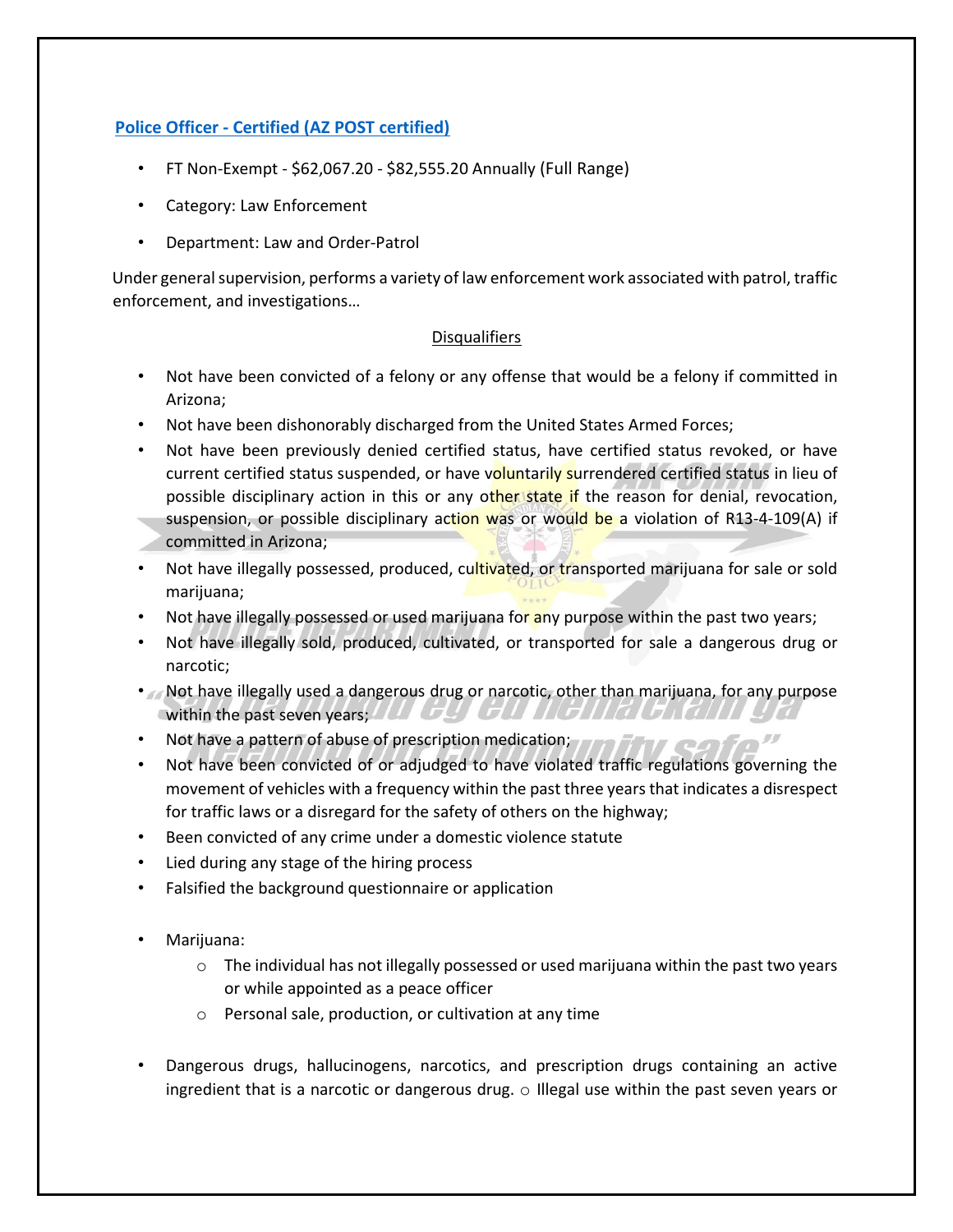## Police Officer - Certified (AZ POST certified)

- FT Non-Exempt - $62,067.20 - $82,555.20 Annually (Full Range)
- Category: Law Enforcement
- Department: Law and Order-Patrol

Under general supervision, performs a variety of law enforcement work associated with patrol, traffic enforcement, and investigations…

### Disqualifiers

- Not have been convicted of a felony or any offense that would be a felony if committed in Arizona;
- Not have been dishonorably discharged from the United States Armed Forces;
- Not have been previously denied certified status, have certified status revoked, or have current certified status suspended, or have voluntarily surrendered certified status in lieu of possible disciplinary action in this or any other state if the reason for denial, revocation, suspension, or possible disciplinary action was or would be a violation of R13-4-109(A) if committed in Arizona;
- Not have illegally possessed, produced, cultivated, or transported marijuana for sale or sold marijuana;
- Not have illegally possessed or used marijuana for any purpose within the past two years;
- Not have illegally sold, produced, cultivated, or transported for sale a dangerous drug or narcotic;
- Not have illegally used a dangerous drug or narcotic, other than marijuana, for any purpose within the past seven years;
- Not have a pattern of abuse of prescription medication;
- Not have been convicted of or adjudged to have violated traffic regulations governing the movement of vehicles with a frequency within the past three years that indicates a disrespect for traffic laws or a disregard for the safety of others on the highway;
- Been convicted of any crime under a domestic violence statute
- Lied during any stage of the hiring process
- Falsified the background questionnaire or application

- Marijuana:
  - The individual has not illegally possessed or used marijuana within the past two years or while appointed as a peace officer
  - Personal sale, production, or cultivation at any time

- Dangerous drugs, hallucinogens, narcotics, and prescription drugs containing an active ingredient that is a narcotic or dangerous drug. ○ Illegal use within the past seven years or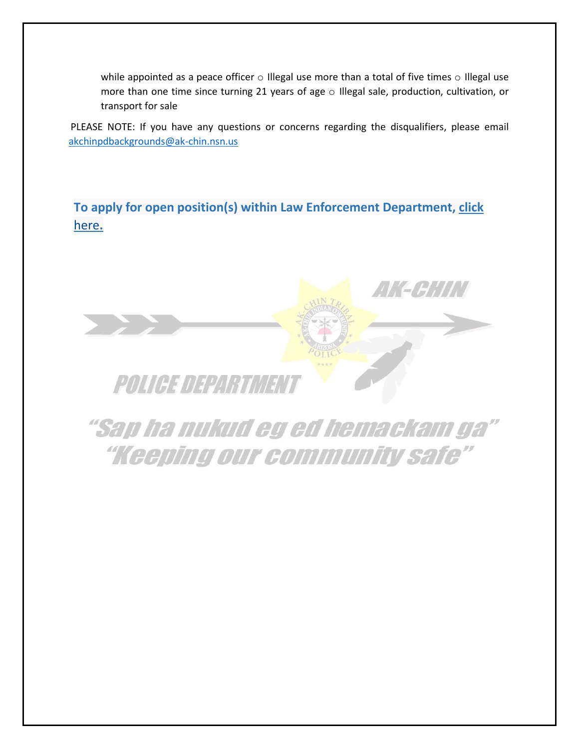while appointed as a peace officer ○ Illegal use more than a total of five times ○ Illegal use more than one time since turning 21 years of age ○ Illegal sale, production, cultivation, or transport for sale

PLEASE NOTE: If you have any questions or concerns regarding the disqualifiers, please email akchinpdbackgrounds@ak-chin.nsn.us

**To apply for open position(s) within Law Enforcement Department, click here.**

AK-CHIN

POLICE DEPARTMENT

"Sap ha nukud eg ed hemackam ga"
"Keeping our community safe"